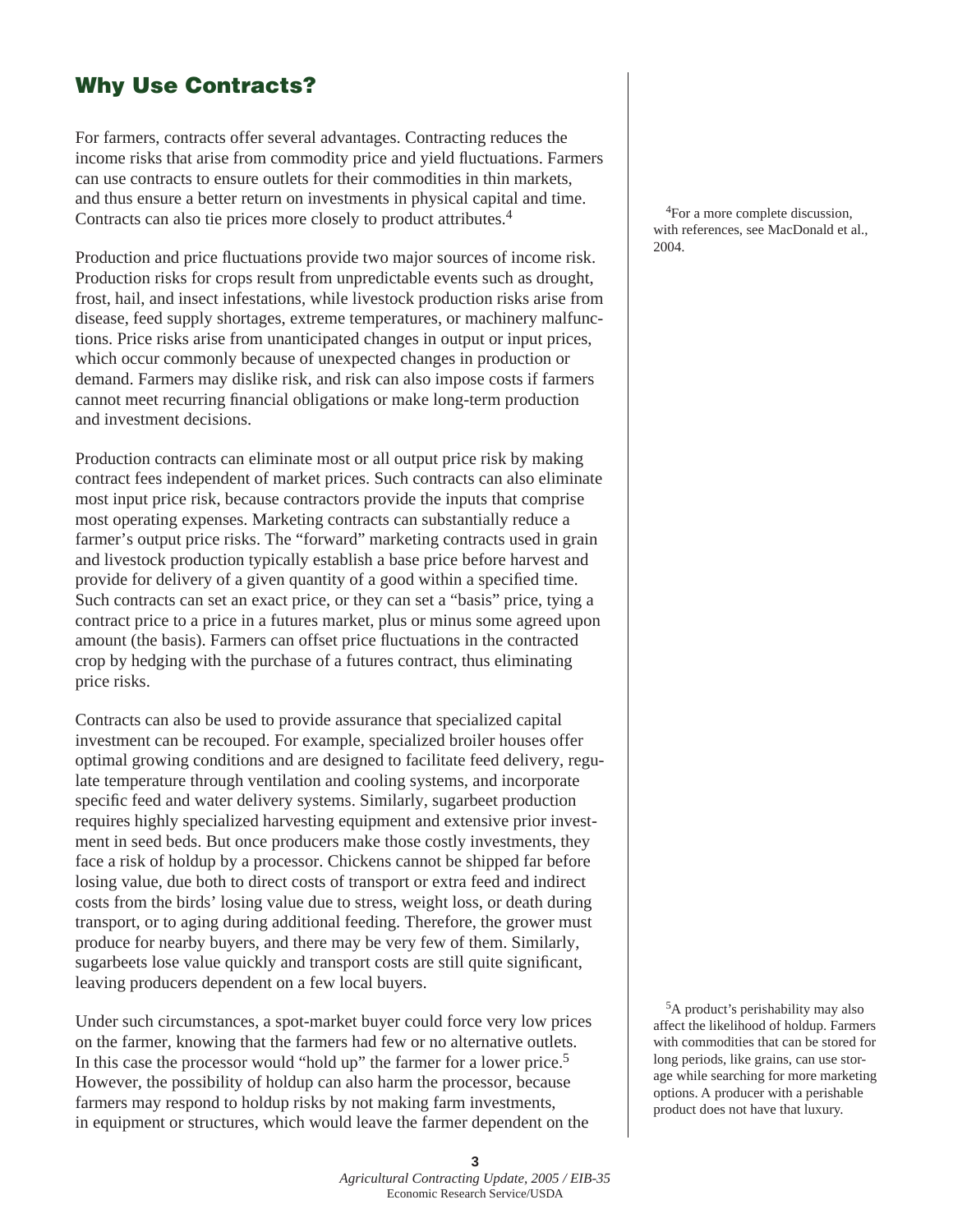## Why Use Contracts?

For farmers, contracts offer several advantages. Contracting reduces the income risks that arise from commodity price and yield fluctuations. Farmers can use contracts to ensure outlets for their commodities in thin markets, and thus ensure a better return on investments in physical capital and time. Contracts can also tie prices more closely to product attributes.[4]

[4]For a more complete discussion, with references, see MacDonald et al., 2004.

Production and price fluctuations provide two major sources of income risk. Production risks for crops result from unpredictable events such as drought, frost, hail, and insect infestations, while livestock production risks arise from disease, feed supply shortages, extreme temperatures, or machinery malfunctions. Price risks arise from unanticipated changes in output or input prices, which occur commonly because of unexpected changes in production or demand. Farmers may dislike risk, and risk can also impose costs if farmers cannot meet recurring financial obligations or make long-term production and investment decisions.

Production contracts can eliminate most or all output price risk by making contract fees independent of market prices. Such contracts can also eliminate most input price risk, because contractors provide the inputs that comprise most operating expenses. Marketing contracts can substantially reduce a farmer's output price risks. The "forward" marketing contracts used in grain and livestock production typically establish a base price before harvest and provide for delivery of a given quantity of a good within a specified time. Such contracts can set an exact price, or they can set a "basis" price, tying a contract price to a price in a futures market, plus or minus some agreed upon amount (the basis). Farmers can offset price fluctuations in the contracted crop by hedging with the purchase of a futures contract, thus eliminating price risks.

Contracts can also be used to provide assurance that specialized capital investment can be recouped. For example, specialized broiler houses offer optimal growing conditions and are designed to facilitate feed delivery, regulate temperature through ventilation and cooling systems, and incorporate specific feed and water delivery systems. Similarly, sugarbeet production requires highly specialized harvesting equipment and extensive prior investment in seed beds. But once producers make those costly investments, they face a risk of holdup by a processor. Chickens cannot be shipped far before losing value, due both to direct costs of transport or extra feed and indirect costs from the birds' losing value due to stress, weight loss, or death during transport, or to aging during additional feeding. Therefore, the grower must produce for nearby buyers, and there may be very few of them. Similarly, sugarbeets lose value quickly and transport costs are still quite significant, leaving producers dependent on a few local buyers.

Under such circumstances, a spot-market buyer could force very low prices on the farmer, knowing that the farmers had few or no alternative outlets. In this case the processor would "hold up" the farmer for a lower price.[5] However, the possibility of holdup can also harm the processor, because farmers may respond to holdup risks by not making farm investments, in equipment or structures, which would leave the farmer dependent on the

[5]A product's perishability may also affect the likelihood of holdup. Farmers with commodities that can be stored for long periods, like grains, can use storage while searching for more marketing options. A producer with a perishable product does not have that luxury.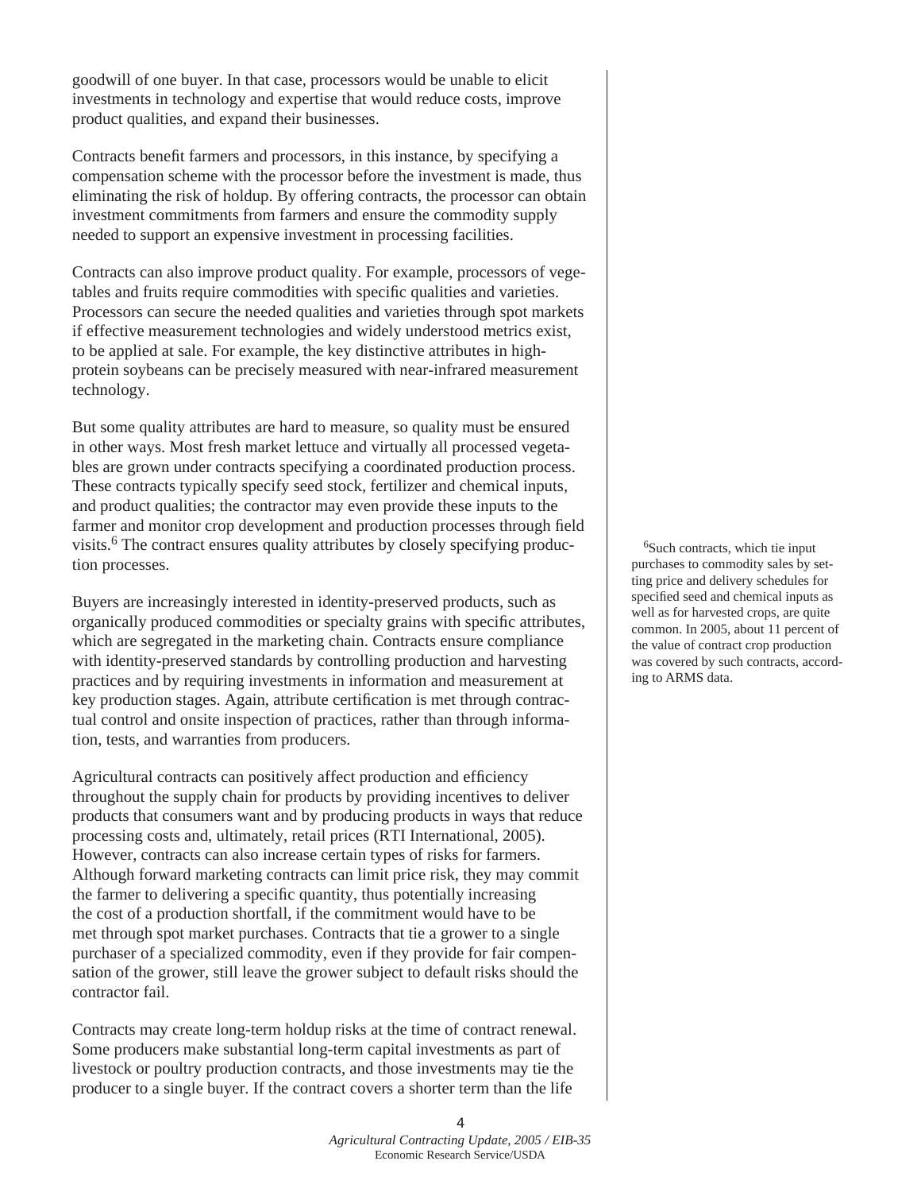goodwill of one buyer. In that case, processors would be unable to elicit investments in technology and expertise that would reduce costs, improve product qualities, and expand their businesses.

Contracts benefit farmers and processors, in this instance, by specifying a compensation scheme with the processor before the investment is made, thus eliminating the risk of holdup. By offering contracts, the processor can obtain investment commitments from farmers and ensure the commodity supply needed to support an expensive investment in processing facilities.

Contracts can also improve product quality. For example, processors of vegetables and fruits require commodities with specific qualities and varieties. Processors can secure the needed qualities and varieties through spot markets if effective measurement technologies and widely understood metrics exist, to be applied at sale. For example, the key distinctive attributes in high-protein soybeans can be precisely measured with near-infrared measurement technology.

But some quality attributes are hard to measure, so quality must be ensured in other ways. Most fresh market lettuce and virtually all processed vegetables are grown under contracts specifying a coordinated production process. These contracts typically specify seed stock, fertilizer and chemical inputs, and product qualities; the contractor may even provide these inputs to the farmer and monitor crop development and production processes through field visits.[6] The contract ensures quality attributes by closely specifying production processes.

[6]Such contracts, which tie input purchases to commodity sales by setting price and delivery schedules for specified seed and chemical inputs as well as for harvested crops, are quite common. In 2005, about 11 percent of the value of contract crop production was covered by such contracts, according to ARMS data.

Buyers are increasingly interested in identity-preserved products, such as organically produced commodities or specialty grains with specific attributes, which are segregated in the marketing chain. Contracts ensure compliance with identity-preserved standards by controlling production and harvesting practices and by requiring investments in information and measurement at key production stages. Again, attribute certification is met through contractual control and onsite inspection of practices, rather than through information, tests, and warranties from producers.

Agricultural contracts can positively affect production and efficiency throughout the supply chain for products by providing incentives to deliver products that consumers want and by producing products in ways that reduce processing costs and, ultimately, retail prices (RTI International, 2005). However, contracts can also increase certain types of risks for farmers. Although forward marketing contracts can limit price risk, they may commit the farmer to delivering a specific quantity, thus potentially increasing the cost of a production shortfall, if the commitment would have to be met through spot market purchases. Contracts that tie a grower to a single purchaser of a specialized commodity, even if they provide for fair compensation of the grower, still leave the grower subject to default risks should the contractor fail.

Contracts may create long-term holdup risks at the time of contract renewal. Some producers make substantial long-term capital investments as part of livestock or poultry production contracts, and those investments may tie the producer to a single buyer. If the contract covers a shorter term than the life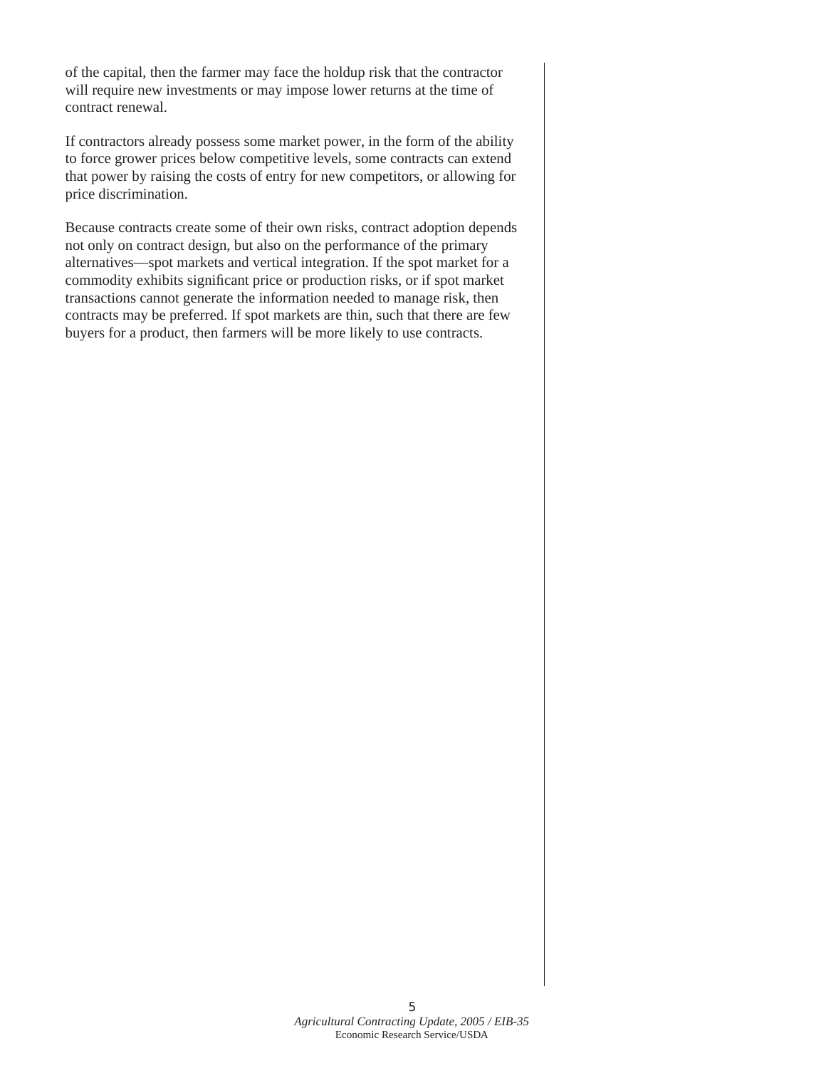of the capital, then the farmer may face the holdup risk that the contractor will require new investments or may impose lower returns at the time of contract renewal.

If contractors already possess some market power, in the form of the ability to force grower prices below competitive levels, some contracts can extend that power by raising the costs of entry for new competitors, or allowing for price discrimination.

Because contracts create some of their own risks, contract adoption depends not only on contract design, but also on the performance of the primary alternatives—spot markets and vertical integration. If the spot market for a commodity exhibits significant price or production risks, or if spot market transactions cannot generate the information needed to manage risk, then contracts may be preferred. If spot markets are thin, such that there are few buyers for a product, then farmers will be more likely to use contracts.